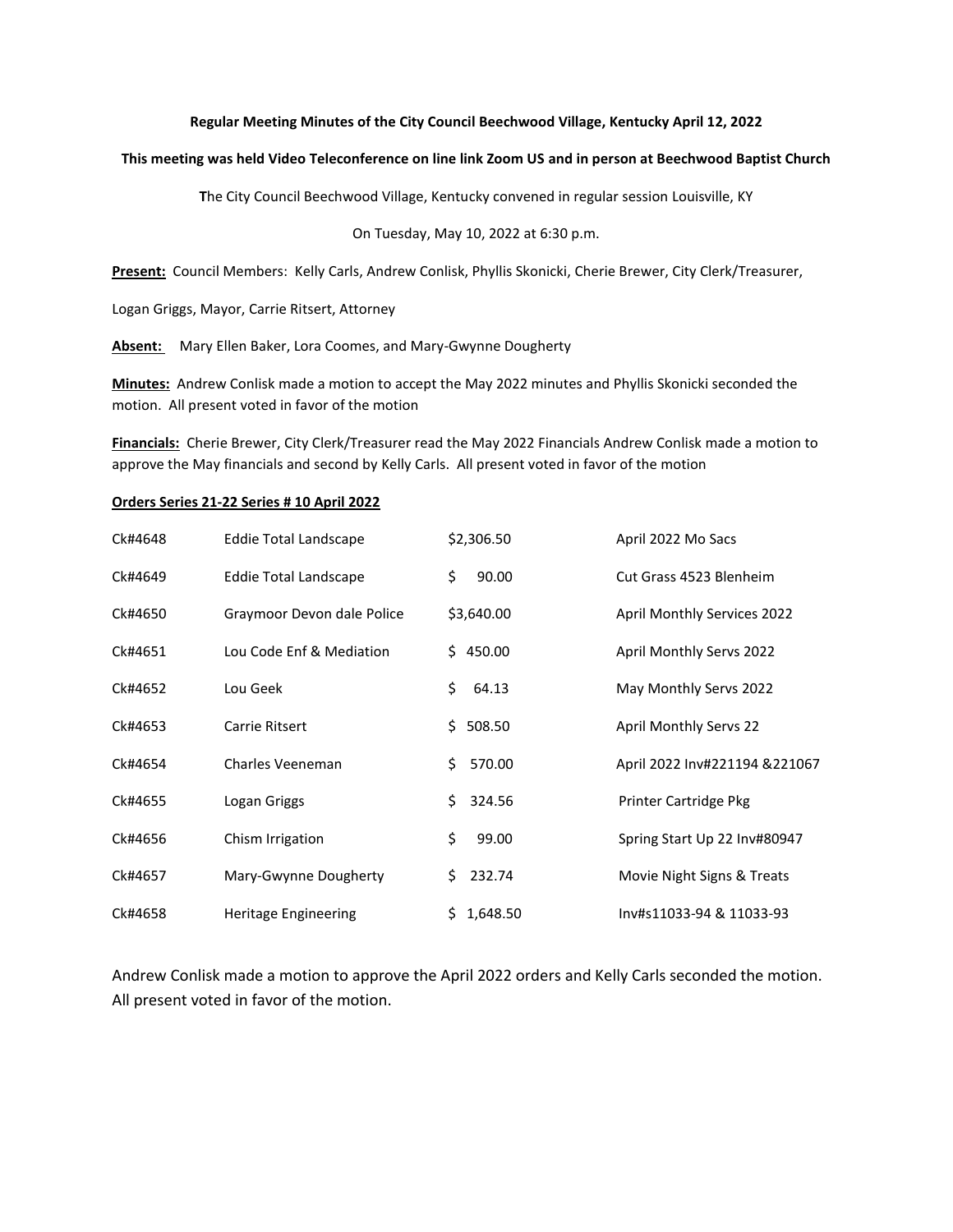**Regular Meeting Minutes of the City Council Beechwood Village, Kentucky April 12, 2022**

**This meeting was held Video Teleconference on line link Zoom US and in person at Beechwood Baptist Church**

**T**he City Council Beechwood Village, Kentucky convened in regular session Louisville, KY

On Tuesday, May 10, 2022 at 6:30 p.m.

**Present:** Council Members: Kelly Carls, Andrew Conlisk, Phyllis Skonicki, Cherie Brewer, City Clerk/Treasurer, Logan Griggs, Mayor, Carrie Ritsert, Attorney

**Absent:** Mary Ellen Baker, Lora Coomes, and Mary-Gwynne Dougherty

**Minutes:** Andrew Conlisk made a motion to accept the May 2022 minutes and Phyllis Skonicki seconded the motion. All present voted in favor of the motion

**Financials:** Cherie Brewer, City Clerk/Treasurer read the May 2022 Financials Andrew Conlisk made a motion to approve the May financials and second by Kelly Carls. All present voted in favor of the motion

**Orders Series 21-22 Series # 10 April 2022**

| | | | |
|---|---|---|---|
| Ck#4648 | Eddie Total Landscape | $2,306.50 | April 2022 Mo Sacs |
| Ck#4649 | Eddie Total Landscape | $ 90.00 | Cut Grass 4523 Blenheim |
| Ck#4650 | Graymoor Devon dale Police | $3,640.00 | April Monthly Services 2022 |
| Ck#4651 | Lou Code Enf & Mediation | $ 450.00 | April Monthly Servs 2022 |
| Ck#4652 | Lou Geek | $ 64.13 | May Monthly Servs 2022 |
| Ck#4653 | Carrie Ritsert | $ 508.50 | April Monthly Servs 22 |
| Ck#4654 | Charles Veeneman | $ 570.00 | April 2022 Inv#221194 &221067 |
| Ck#4655 | Logan Griggs | $ 324.56 | Printer Cartridge Pkg |
| Ck#4656 | Chism Irrigation | $ 99.00 | Spring Start Up 22 Inv#80947 |
| Ck#4657 | Mary-Gwynne Dougherty | $ 232.74 | Movie Night Signs & Treats |
| Ck#4658 | Heritage Engineering | $ 1,648.50 | Inv#s11033-94 & 11033-93 |

Andrew Conlisk made a motion to approve the April 2022 orders and Kelly Carls seconded the motion. All present voted in favor of the motion.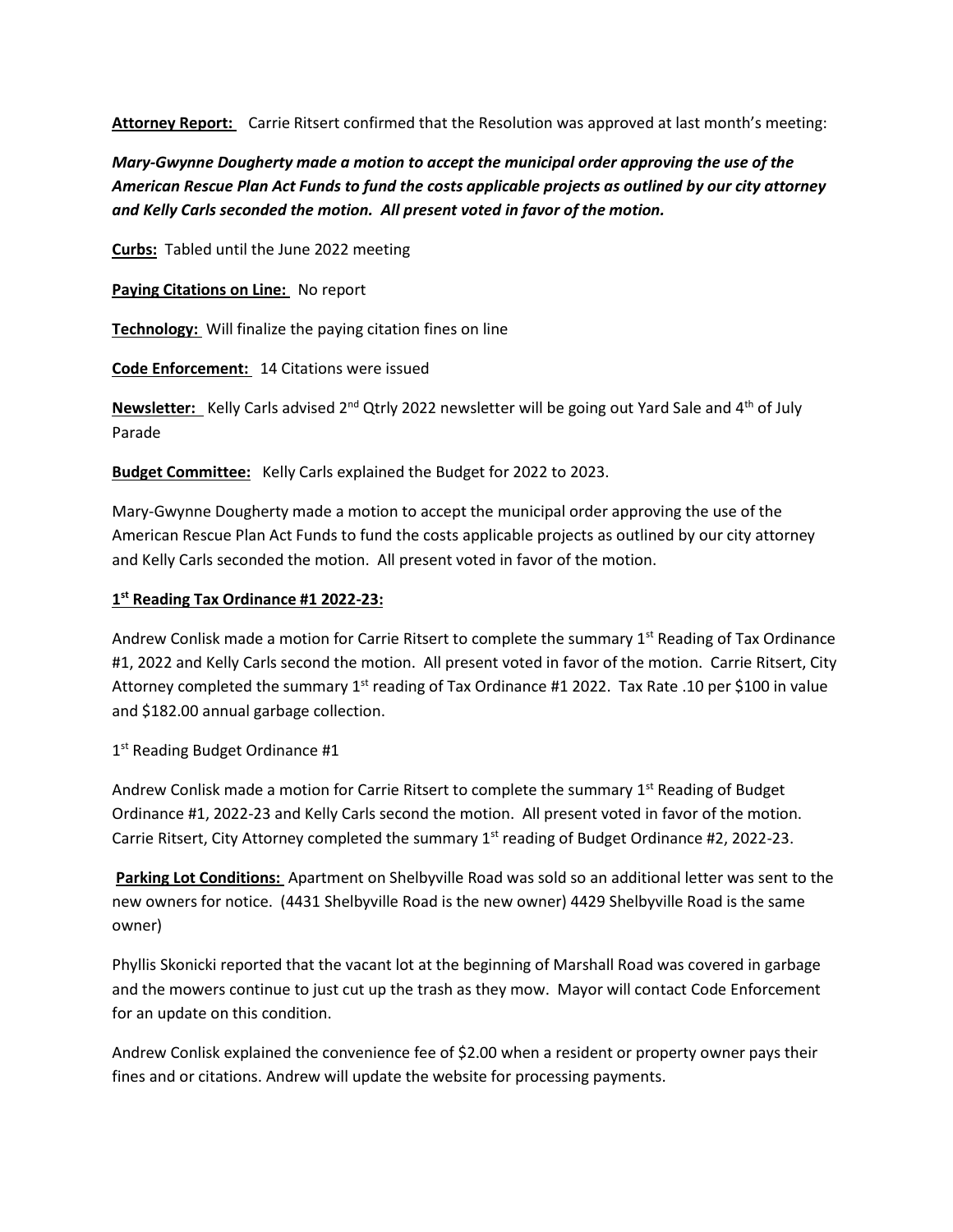**Attorney Report:** Carrie Ritsert confirmed that the Resolution was approved at last month's meeting:

***Mary-Gwynne Dougherty made a motion to accept the municipal order approving the use of the American Rescue Plan Act Funds to fund the costs applicable projects as outlined by our city attorney and Kelly Carls seconded the motion. All present voted in favor of the motion.***

**Curbs:** Tabled until the June 2022 meeting

**Paying Citations on Line:** No report

**Technology:** Will finalize the paying citation fines on line

**Code Enforcement:** 14 Citations were issued

**Newsletter:** Kelly Carls advised 2nd Qtrly 2022 newsletter will be going out Yard Sale and 4th of July Parade

**Budget Committee:** Kelly Carls explained the Budget for 2022 to 2023.

Mary-Gwynne Dougherty made a motion to accept the municipal order approving the use of the American Rescue Plan Act Funds to fund the costs applicable projects as outlined by our city attorney and Kelly Carls seconded the motion. All present voted in favor of the motion.

**1st Reading Tax Ordinance #1 2022-23:**

Andrew Conlisk made a motion for Carrie Ritsert to complete the summary 1st Reading of Tax Ordinance #1, 2022 and Kelly Carls second the motion. All present voted in favor of the motion. Carrie Ritsert, City Attorney completed the summary 1st reading of Tax Ordinance #1 2022. Tax Rate .10 per $100 in value and $182.00 annual garbage collection.

1st Reading Budget Ordinance #1

Andrew Conlisk made a motion for Carrie Ritsert to complete the summary 1st Reading of Budget Ordinance #1, 2022-23 and Kelly Carls second the motion. All present voted in favor of the motion. Carrie Ritsert, City Attorney completed the summary 1st reading of Budget Ordinance #2, 2022-23.

**Parking Lot Conditions:** Apartment on Shelbyville Road was sold so an additional letter was sent to the new owners for notice. (4431 Shelbyville Road is the new owner) 4429 Shelbyville Road is the same owner)

Phyllis Skonicki reported that the vacant lot at the beginning of Marshall Road was covered in garbage and the mowers continue to just cut up the trash as they mow. Mayor will contact Code Enforcement for an update on this condition.

Andrew Conlisk explained the convenience fee of $2.00 when a resident or property owner pays their fines and or citations. Andrew will update the website for processing payments.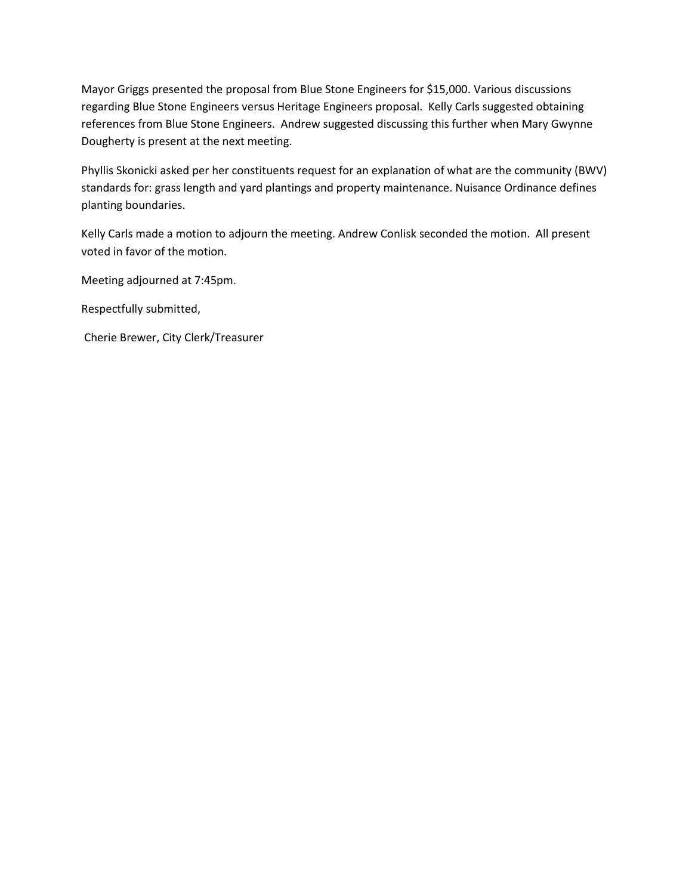Mayor Griggs presented the proposal from Blue Stone Engineers for $15,000. Various discussions regarding Blue Stone Engineers versus Heritage Engineers proposal. Kelly Carls suggested obtaining references from Blue Stone Engineers. Andrew suggested discussing this further when Mary Gwynne Dougherty is present at the next meeting.

Phyllis Skonicki asked per her constituents request for an explanation of what are the community (BWV) standards for: grass length and yard plantings and property maintenance. Nuisance Ordinance defines planting boundaries.

Kelly Carls made a motion to adjourn the meeting. Andrew Conlisk seconded the motion. All present voted in favor of the motion.

Meeting adjourned at 7:45pm.

Respectfully submitted,

Cherie Brewer, City Clerk/Treasurer